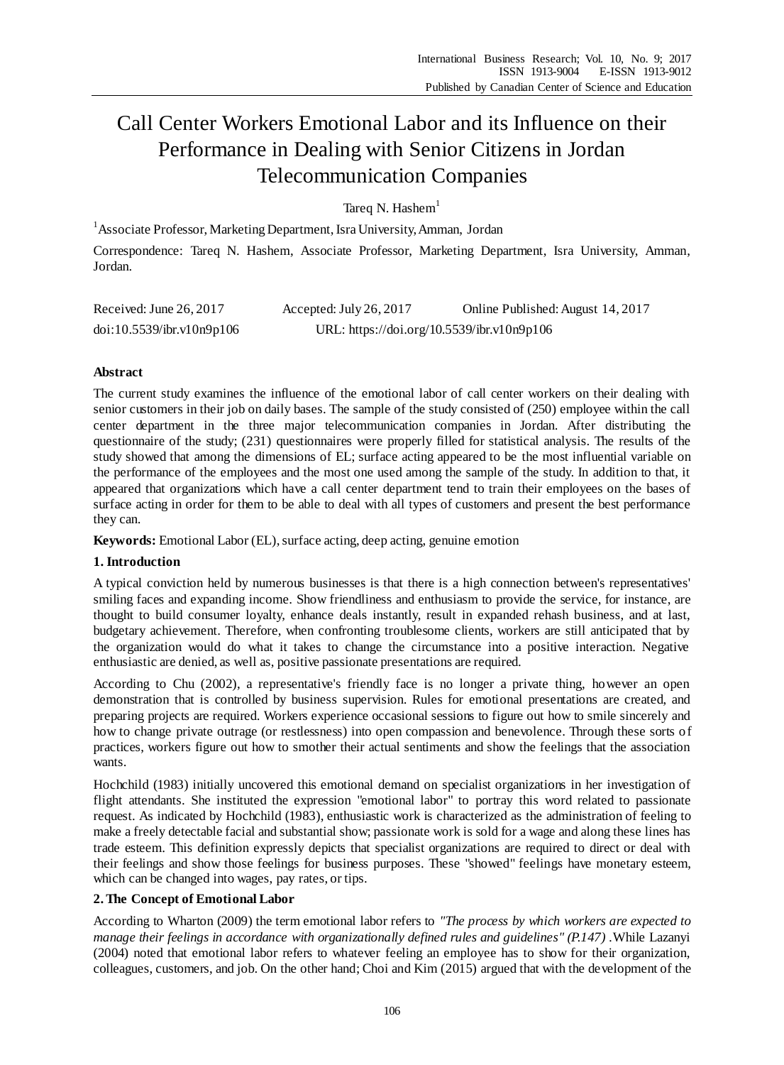# Call Center Workers Emotional Labor and its Influence on their Performance in Dealing with Senior Citizens in Jordan Telecommunication Companies

Tareq N. Hashem[1]

[1]Associate Professor, Marketing Department, Isra University, Amman, Jordan

Correspondence: Tareq N. Hashem, Associate Professor, Marketing Department, Isra University, Amman, Jordan.

Received: June 26, 2017 Accepted: July 26, 2017 Online Published: August 14, 2017

doi:10.5539/ibr.v10n9p106 URL: https://doi.org/10.5539/ibr.v10n9p106

## Abstract

The current study examines the influence of the emotional labor of call center workers on their dealing with senior customers in their job on daily bases. The sample of the study consisted of (250) employee within the call center department in the three major telecommunication companies in Jordan. After distributing the questionnaire of the study; (231) questionnaires were properly filled for statistical analysis. The results of the study showed that among the dimensions of EL; surface acting appeared to be the most influential variable on the performance of the employees and the most one used among the sample of the study. In addition to that, it appeared that organizations which have a call center department tend to train their employees on the bases of surface acting in order for them to be able to deal with all types of customers and present the best performance they can.

**Keywords:** Emotional Labor (EL), surface acting, deep acting, genuine emotion

## 1. Introduction

A typical conviction held by numerous businesses is that there is a high connection between's representatives' smiling faces and expanding income. Show friendliness and enthusiasm to provide the service, for instance, are thought to build consumer loyalty, enhance deals instantly, result in expanded rehash business, and at last, budgetary achievement. Therefore, when confronting troublesome clients, workers are still anticipated that by the organization would do what it takes to change the circumstance into a positive interaction. Negative enthusiastic are denied, as well as, positive passionate presentations are required.

According to Chu (2002), a representative's friendly face is no longer a private thing, however an open demonstration that is controlled by business supervision. Rules for emotional presentations are created, and preparing projects are required. Workers experience occasional sessions to figure out how to smile sincerely and how to change private outrage (or restlessness) into open compassion and benevolence. Through these sorts of practices, workers figure out how to smother their actual sentiments and show the feelings that the association wants.

Hochchild (1983) initially uncovered this emotional demand on specialist organizations in her investigation of flight attendants. She instituted the expression "emotional labor" to portray this word related to passionate request. As indicated by Hochchild (1983), enthusiastic work is characterized as the administration of feeling to make a freely detectable facial and substantial show; passionate work is sold for a wage and along these lines has trade esteem. This definition expressly depicts that specialist organizations are required to direct or deal with their feelings and show those feelings for business purposes. These "showed" feelings have monetary esteem, which can be changed into wages, pay rates, or tips.

## 2. The Concept of Emotional Labor

According to Wharton (2009) the term emotional labor refers to *"The process by which workers are expected to manage their feelings in accordance with organizationally defined rules and guidelines" (P.147)* .While Lazanyi (2004) noted that emotional labor refers to whatever feeling an employee has to show for their organization, colleagues, customers, and job. On the other hand; Choi and Kim (2015) argued that with the development of the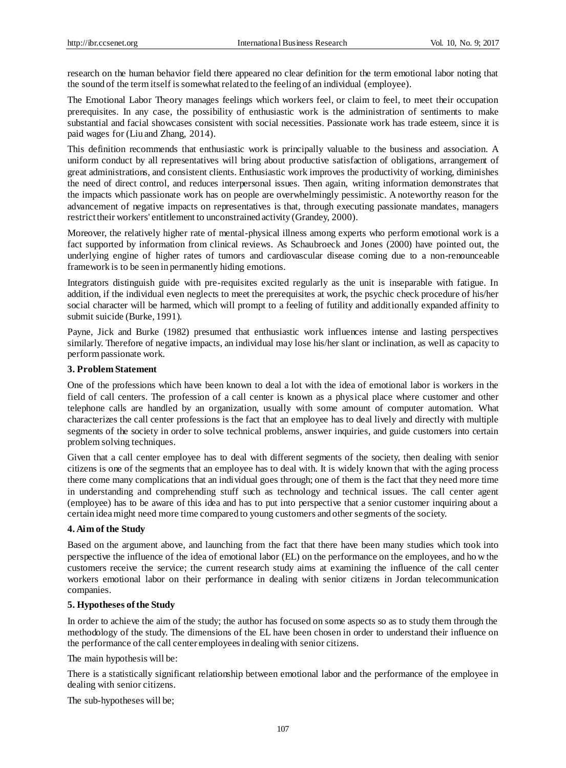research on the human behavior field there appeared no clear definition for the term emotional labor noting that the sound of the term itself is somewhat related to the feeling of an individual (employee).

The Emotional Labor Theory manages feelings which workers feel, or claim to feel, to meet their occupation prerequisites. In any case, the possibility of enthusiastic work is the administration of sentiments to make substantial and facial showcases consistent with social necessities. Passionate work has trade esteem, since it is paid wages for (Liu and Zhang, 2014).

This definition recommends that enthusiastic work is principally valuable to the business and association. A uniform conduct by all representatives will bring about productive satisfaction of obligations, arrangement of great administrations, and consistent clients. Enthusiastic work improves the productivity of working, diminishes the need of direct control, and reduces interpersonal issues. Then again, writing information demonstrates that the impacts which passionate work has on people are overwhelmingly pessimistic. A noteworthy reason for the advancement of negative impacts on representatives is that, through executing passionate mandates, managers restrict their workers' entitlement to unconstrained activity (Grandey, 2000).

Moreover, the relatively higher rate of mental-physical illness among experts who perform emotional work is a fact supported by information from clinical reviews. As Schaubroeck and Jones (2000) have pointed out, the underlying engine of higher rates of tumors and cardiovascular disease coming due to a non-renounceable framework is to be seen in permanently hiding emotions.

Integrators distinguish guide with pre-requisites excited regularly as the unit is inseparable with fatigue. In addition, if the individual even neglects to meet the prerequisites at work, the psychic check procedure of his/her social character will be harmed, which will prompt to a feeling of futility and additionally expanded affinity to submit suicide (Burke, 1991).

Payne, Jick and Burke (1982) presumed that enthusiastic work influences intense and lasting perspectives similarly. Therefore of negative impacts, an individual may lose his/her slant or inclination, as well as capacity to perform passionate work.

## 3. Problem Statement

One of the professions which have been known to deal a lot with the idea of emotional labor is workers in the field of call centers. The profession of a call center is known as a physical place where customer and other telephone calls are handled by an organization, usually with some amount of computer automation. What characterizes the call center professions is the fact that an employee has to deal lively and directly with multiple segments of the society in order to solve technical problems, answer inquiries, and guide customers into certain problem solving techniques.

Given that a call center employee has to deal with different segments of the society, then dealing with senior citizens is one of the segments that an employee has to deal with. It is widely known that with the aging process there come many complications that an individual goes through; one of them is the fact that they need more time in understanding and comprehending stuff such as technology and technical issues. The call center agent (employee) has to be aware of this idea and has to put into perspective that a senior customer inquiring about a certain idea might need more time compared to young customers and other segments of the society.

## 4. Aim of the Study

Based on the argument above, and launching from the fact that there have been many studies which took into perspective the influence of the idea of emotional labor (EL) on the performance on the employees, and how the customers receive the service; the current research study aims at examining the influence of the call center workers emotional labor on their performance in dealing with senior citizens in Jordan telecommunication companies.

## 5. Hypotheses of the Study

In order to achieve the aim of the study; the author has focused on some aspects so as to study them through the methodology of the study. The dimensions of the EL have been chosen in order to understand their influence on the performance of the call center employees in dealing with senior citizens.

The main hypothesis will be:

There is a statistically significant relationship between emotional labor and the performance of the employee in dealing with senior citizens.

The sub-hypotheses will be;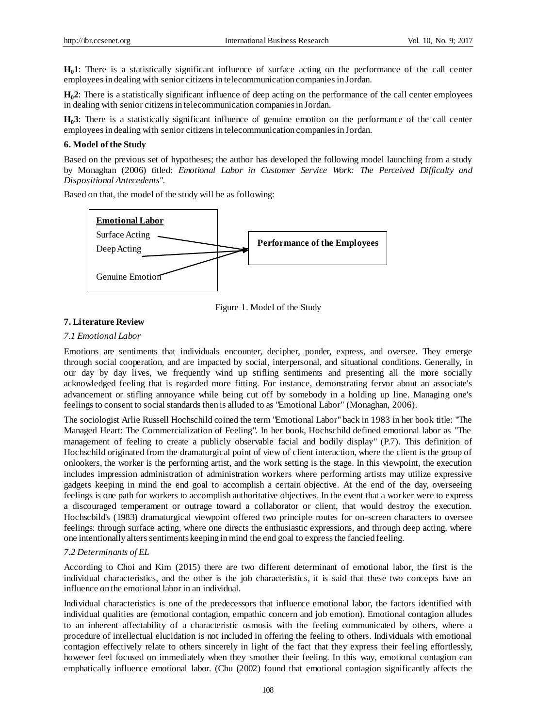**$H_0$1**: There is a statistically significant influence of surface acting on the performance of the call center employees in dealing with senior citizens in telecommunication companies in Jordan.

**$H_0$2**: There is a statistically significant influence of deep acting on the performance of the call center employees in dealing with senior citizens in telecommunication companies in Jordan.

**$H_0$3**: There is a statistically significant influence of genuine emotion on the performance of the call center employees in dealing with senior citizens in telecommunication companies in Jordan.

## 6. Model of the Study

Based on the previous set of hypotheses; the author has developed the following model launching from a study by Monaghan (2006) titled: *Emotional Labor in Customer Service Work: The Perceived Difficulty and Dispositional Antecedents"*.

Based on that, the model of the study will be as following:

**Emotional Labor**

Surface Acting

Deep Acting

Genuine Emotion

**Performance of the Employees**

Figure 1. Model of the Study

## 7. Literature Review

### *7.1 Emotional Labor*

Emotions are sentiments that individuals encounter, decipher, ponder, express, and oversee. They emerge through social cooperation, and are impacted by social, interpersonal, and situational conditions. Generally, in our day by day lives, we frequently wind up stifling sentiments and presenting all the more socially acknowledged feeling that is regarded more fitting. For instance, demonstrating fervor about an associate's advancement or stifling annoyance while being cut off by somebody in a holding up line. Managing one's feelings to consent to social standards then is alluded to as "Emotional Labor" (Monaghan, 2006).

The sociologist Arlie Russell Hochschild coined the term "Emotional Labor" back in 1983 in her book title: "The Managed Heart: The Commercialization of Feeling". In her book, Hochschild defined emotional labor as "The management of feeling to create a publicly observable facial and bodily display" (P.7). This definition of Hochschild originated from the dramaturgical point of view of client interaction, where the client is the group of onlookers, the worker is the performing artist, and the work setting is the stage. In this viewpoint, the execution includes impression administration of administration workers where performing artists may utilize expressive gadgets keeping in mind the end goal to accomplish a certain objective. At the end of the day, overseeing feelings is one path for workers to accomplish authoritative objectives. In the event that a worker were to express a discouraged temperament or outrage toward a collaborator or client, that would destroy the execution. Hochscbild's (1983) dramaturgical viewpoint offered two principle routes for on-screen characters to oversee feelings: through surface acting, where one directs the enthusiastic expressions, and through deep acting, where one intentionally alters sentiments keeping in mind the end goal to express the fancied feeling.

### *7.2 Determinants of EL*

According to Choi and Kim (2015) there are two different determinant of emotional labor, the first is the individual characteristics, and the other is the job characteristics, it is said that these two concepts have an influence on the emotional labor in an individual.

Individual characteristics is one of the predecessors that influence emotional labor, the factors identified with individual qualities are (emotional contagion, empathic concern and job emotion). Emotional contagion alludes to an inherent affectability of a characteristic osmosis with the feeling communicated by others, where a procedure of intellectual elucidation is not included in offering the feeling to others. Individuals with emotional contagion effectively relate to others sincerely in light of the fact that they express their feeling effortlessly, however feel focused on immediately when they smother their feeling. In this way, emotional contagion can emphatically influence emotional labor. (Chu (2002) found that emotional contagion significantly affects the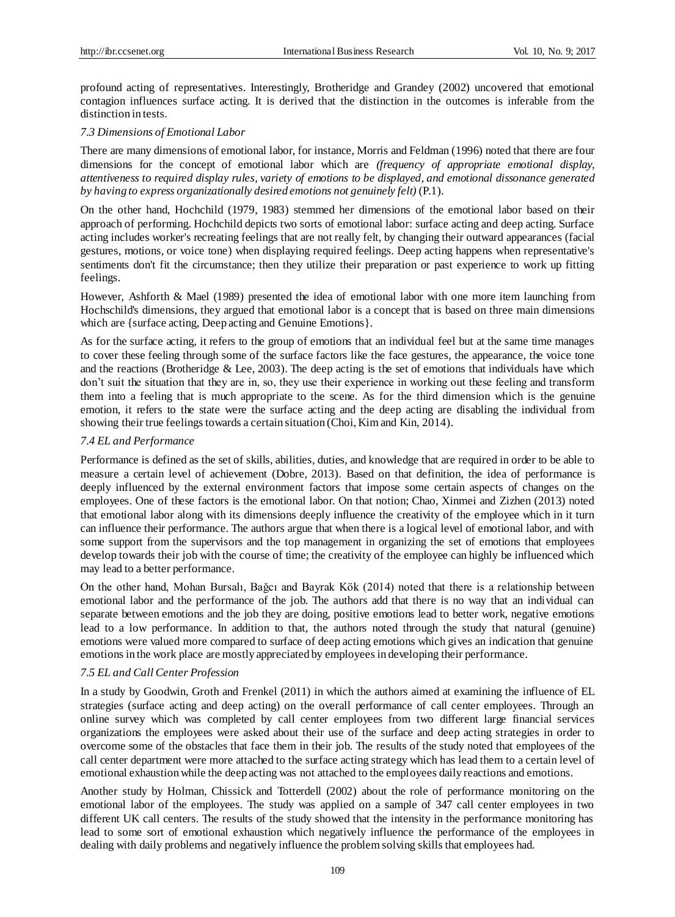profound acting of representatives. Interestingly, Brotheridge and Grandey (2002) uncovered that emotional contagion influences surface acting. It is derived that the distinction in the outcomes is inferable from the distinction in tests.

### 7.3 Dimensions of Emotional Labor

There are many dimensions of emotional labor, for instance, Morris and Feldman (1996) noted that there are four dimensions for the concept of emotional labor which are *(frequency of appropriate emotional display, attentiveness to required display rules, variety of emotions to be displayed, and emotional dissonance generated by having to express organizationally desired emotions not genuinely felt)* (P.1).

On the other hand, Hochchild (1979, 1983) stemmed her dimensions of the emotional labor based on their approach of performing. Hochchild depicts two sorts of emotional labor: surface acting and deep acting. Surface acting includes worker's recreating feelings that are not really felt, by changing their outward appearances (facial gestures, motions, or voice tone) when displaying required feelings. Deep acting happens when representative's sentiments don't fit the circumstance; then they utilize their preparation or past experience to work up fitting feelings.

However, Ashforth & Mael (1989) presented the idea of emotional labor with one more item launching from Hochschild's dimensions, they argued that emotional labor is a concept that is based on three main dimensions which are {surface acting, Deep acting and Genuine Emotions}.

As for the surface acting, it refers to the group of emotions that an individual feel but at the same time manages to cover these feeling through some of the surface factors like the face gestures, the appearance, the voice tone and the reactions (Brotheridge & Lee, 2003). The deep acting is the set of emotions that individuals have which don't suit the situation that they are in, so, they use their experience in working out these feeling and transform them into a feeling that is much appropriate to the scene. As for the third dimension which is the genuine emotion, it refers to the state were the surface acting and the deep acting are disabling the individual from showing their true feelings towards a certain situation (Choi, Kim and Kin, 2014).

### 7.4 EL and Performance

Performance is defined as the set of skills, abilities, duties, and knowledge that are required in order to be able to measure a certain level of achievement (Dobre, 2013). Based on that definition, the idea of performance is deeply influenced by the external environment factors that impose some certain aspects of changes on the employees. One of these factors is the emotional labor. On that notion; Chao, Xinmei and Zizhen (2013) noted that emotional labor along with its dimensions deeply influence the creativity of the employee which in it turn can influence their performance. The authors argue that when there is a logical level of emotional labor, and with some support from the supervisors and the top management in organizing the set of emotions that employees develop towards their job with the course of time; the creativity of the employee can highly be influenced which may lead to a better performance.

On the other hand, Mohan Bursalı, Bağcı and Bayrak Kök (2014) noted that there is a relationship between emotional labor and the performance of the job. The authors add that there is no way that an individual can separate between emotions and the job they are doing, positive emotions lead to better work, negative emotions lead to a low performance. In addition to that, the authors noted through the study that natural (genuine) emotions were valued more compared to surface of deep acting emotions which gives an indication that genuine emotions in the work place are mostly appreciated by employees in developing their performance.

### 7.5 EL and Call Center Profession

In a study by Goodwin, Groth and Frenkel (2011) in which the authors aimed at examining the influence of EL strategies (surface acting and deep acting) on the overall performance of call center employees. Through an online survey which was completed by call center employees from two different large financial services organizations the employees were asked about their use of the surface and deep acting strategies in order to overcome some of the obstacles that face them in their job. The results of the study noted that employees of the call center department were more attached to the surface acting strategy which has lead them to a certain level of emotional exhaustion while the deep acting was not attached to the employees daily reactions and emotions.

Another study by Holman, Chissick and Totterdell (2002) about the role of performance monitoring on the emotional labor of the employees. The study was applied on a sample of 347 call center employees in two different UK call centers. The results of the study showed that the intensity in the performance monitoring has lead to some sort of emotional exhaustion which negatively influence the performance of the employees in dealing with daily problems and negatively influence the problem solving skills that employees had.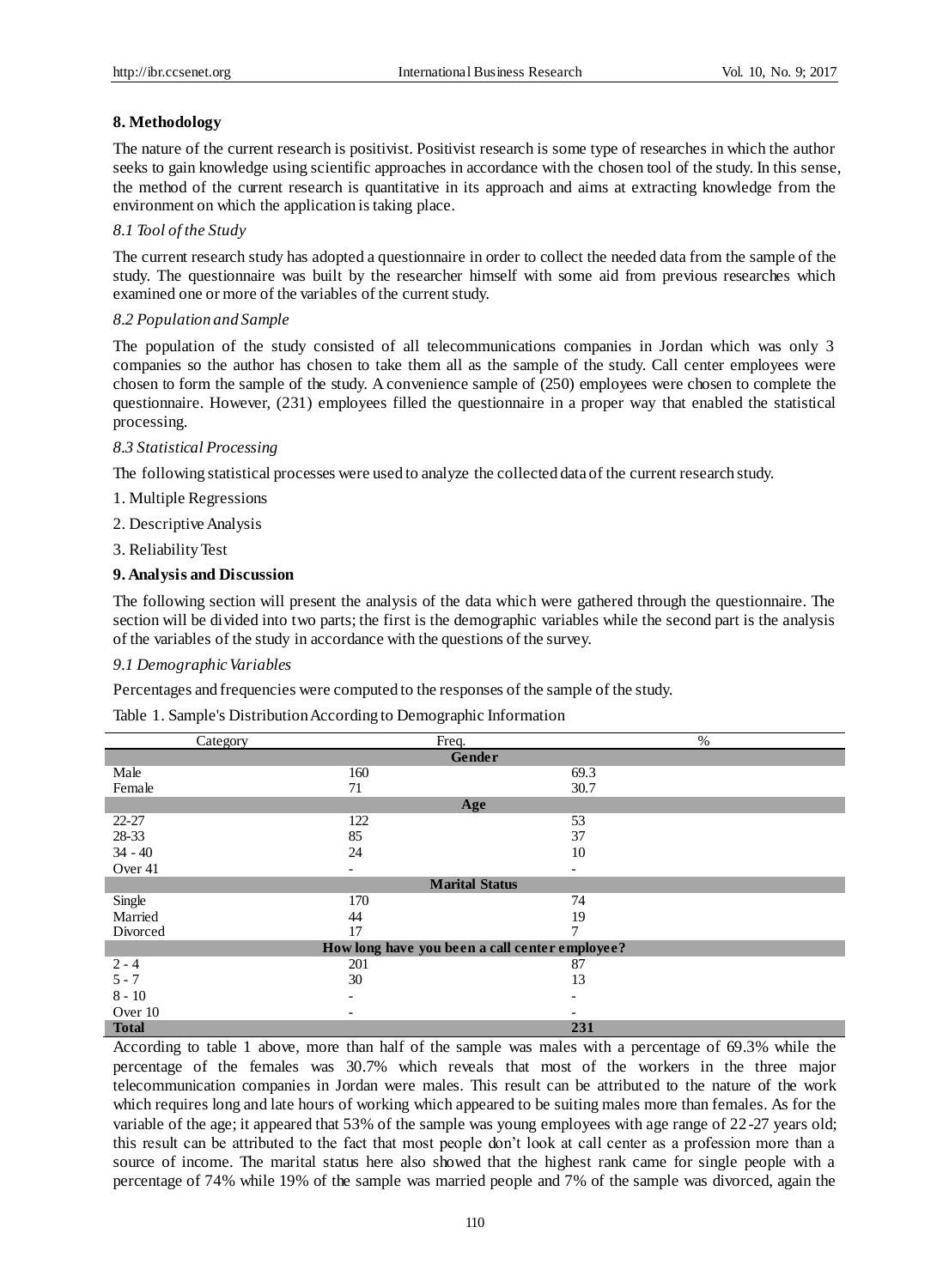## 8. Methodology

The nature of the current research is positivist. Positivist research is some type of researches in which the author seeks to gain knowledge using scientific approaches in accordance with the chosen tool of the study. In this sense, the method of the current research is quantitative in its approach and aims at extracting knowledge from the environment on which the application is taking place.

### *8.1 Tool of the Study*

The current research study has adopted a questionnaire in order to collect the needed data from the sample of the study. The questionnaire was built by the researcher himself with some aid from previous researches which examined one or more of the variables of the current study.

### *8.2 Population and Sample*

The population of the study consisted of all telecommunications companies in Jordan which was only 3 companies so the author has chosen to take them all as the sample of the study. Call center employees were chosen to form the sample of the study. A convenience sample of (250) employees were chosen to complete the questionnaire. However, (231) employees filled the questionnaire in a proper way that enabled the statistical processing.

### *8.3 Statistical Processing*

The following statistical processes were used to analyze the collected data of the current research study.

1. Multiple Regressions
2. Descriptive Analysis
3. Reliability Test

## 9. Analysis and Discussion

The following section will present the analysis of the data which were gathered through the questionnaire. The section will be divided into two parts; the first is the demographic variables while the second part is the analysis of the variables of the study in accordance with the questions of the survey.

### *9.1 Demographic Variables*

Percentages and frequencies were computed to the responses of the sample of the study.

Table 1. Sample's Distribution According to Demographic Information

| Category | Freq. | % |
|---|---|---|
| **Gender** | | |
| Male | 160 | 69.3 |
| Female | 71 | 30.7 |
| **Age** | | |
| 22-27 | 122 | 53 |
| 28-33 | 85 | 37 |
| 34 - 40 | 24 | 10 |
| Over 41 | - | - |
| **Marital Status** | | |
| Single | 170 | 74 |
| Married | 44 | 19 |
| Divorced | 17 | 7 |
| **How long have you been a call center employee?** | | |
| 2 - 4 | 201 | 87 |
| 5 - 7 | 30 | 13 |
| 8 - 10 | - | - |
| Over 10 | - | - |
| **Total** | | **231** |

According to table 1 above, more than half of the sample was males with a percentage of 69.3% while the percentage of the females was 30.7% which reveals that most of the workers in the three major telecommunication companies in Jordan were males. This result can be attributed to the nature of the work which requires long and late hours of working which appeared to be suiting males more than females. As for the variable of the age; it appeared that 53% of the sample was young employees with age range of 22-27 years old; this result can be attributed to the fact that most people don't look at call center as a profession more than a source of income. The marital status here also showed that the highest rank came for single people with a percentage of 74% while 19% of the sample was married people and 7% of the sample was divorced, again the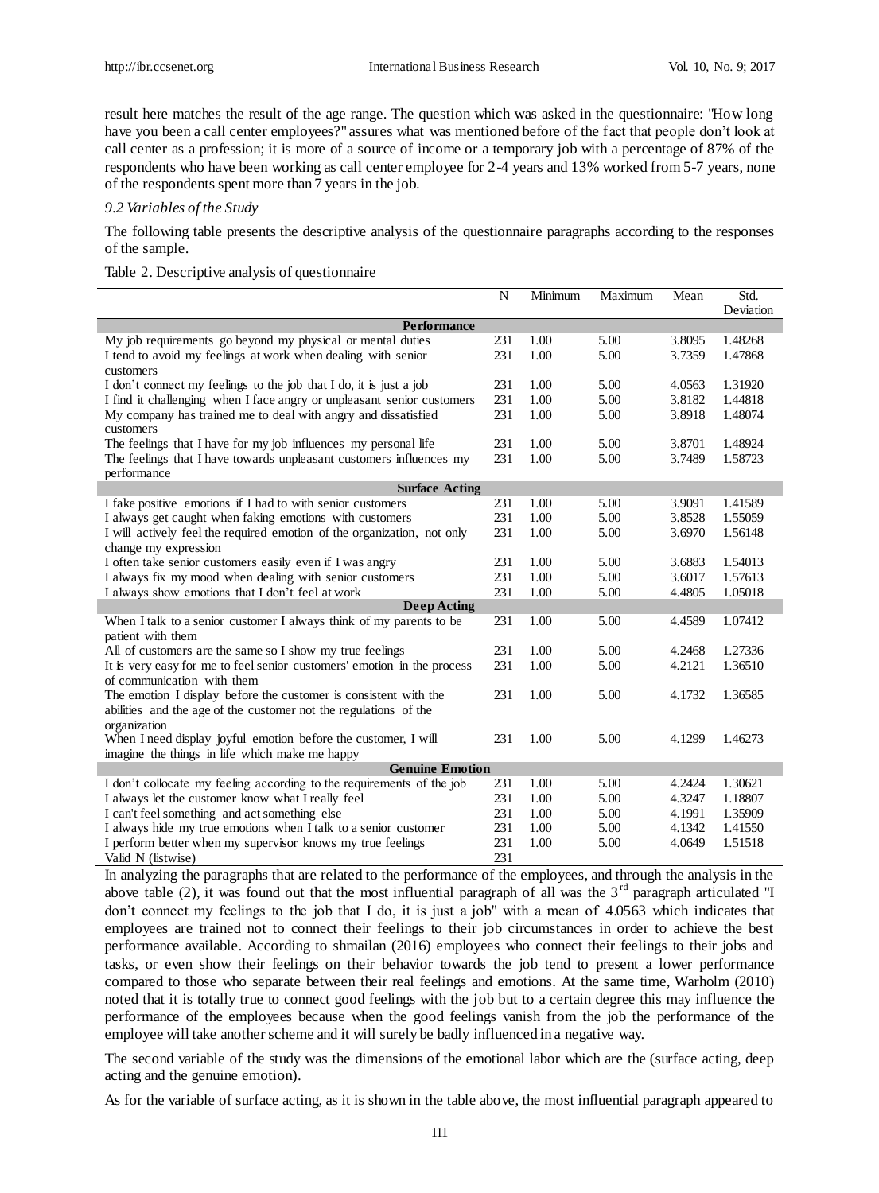result here matches the result of the age range. The question which was asked in the questionnaire: "How long have you been a call center employees?" assures what was mentioned before of the fact that people don't look at call center as a profession; it is more of a source of income or a temporary job with a percentage of 87% of the respondents who have been working as call center employee for 2-4 years and 13% worked from 5-7 years, none of the respondents spent more than 7 years in the job.

### *9.2 Variables of the Study*

The following table presents the descriptive analysis of the questionnaire paragraphs according to the responses of the sample.

Table 2. Descriptive analysis of questionnaire

| | N | Minimum | Maximum | Mean | Std. Deviation |
|---|---|---|---|---|---|
| **Performance** | | | | | |
| My job requirements go beyond my physical or mental duties | 231 | 1.00 | 5.00 | 3.8095 | 1.48268 |
| I tend to avoid my feelings at work when dealing with senior customers | 231 | 1.00 | 5.00 | 3.7359 | 1.47868 |
| I don't connect my feelings to the job that I do, it is just a job | 231 | 1.00 | 5.00 | 4.0563 | 1.31920 |
| I find it challenging when I face angry or unpleasant senior customers | 231 | 1.00 | 5.00 | 3.8182 | 1.44818 |
| My company has trained me to deal with angry and dissatisfied customers | 231 | 1.00 | 5.00 | 3.8918 | 1.48074 |
| The feelings that I have for my job influences my personal life | 231 | 1.00 | 5.00 | 3.8701 | 1.48924 |
| The feelings that I have towards unpleasant customers influences my performance | 231 | 1.00 | 5.00 | 3.7489 | 1.58723 |
| **Surface Acting** | | | | | |
| I fake positive emotions if I had to with senior customers | 231 | 1.00 | 5.00 | 3.9091 | 1.41589 |
| I always get caught when faking emotions with customers | 231 | 1.00 | 5.00 | 3.8528 | 1.55059 |
| I will actively feel the required emotion of the organization, not only change my expression | 231 | 1.00 | 5.00 | 3.6970 | 1.56148 |
| I often take senior customers easily even if I was angry | 231 | 1.00 | 5.00 | 3.6883 | 1.54013 |
| I always fix my mood when dealing with senior customers | 231 | 1.00 | 5.00 | 3.6017 | 1.57613 |
| I always show emotions that I don't feel at work | 231 | 1.00 | 5.00 | 4.4805 | 1.05018 |
| **Deep Acting** | | | | | |
| When I talk to a senior customer I always think of my parents to be patient with them | 231 | 1.00 | 5.00 | 4.4589 | 1.07412 |
| All of customers are the same so I show my true feelings | 231 | 1.00 | 5.00 | 4.2468 | 1.27336 |
| It is very easy for me to feel senior customers' emotion in the process of communication with them | 231 | 1.00 | 5.00 | 4.2121 | 1.36510 |
| The emotion I display before the customer is consistent with the abilities and the age of the customer not the regulations of the organization | 231 | 1.00 | 5.00 | 4.1732 | 1.36585 |
| When I need display joyful emotion before the customer, I will imagine the things in life which make me happy | 231 | 1.00 | 5.00 | 4.1299 | 1.46273 |
| **Genuine Emotion** | | | | | |
| I don't collocate my feeling according to the requirements of the job | 231 | 1.00 | 5.00 | 4.2424 | 1.30621 |
| I always let the customer know what I really feel | 231 | 1.00 | 5.00 | 4.3247 | 1.18807 |
| I can't feel something and act something else | 231 | 1.00 | 5.00 | 4.1991 | 1.35909 |
| I always hide my true emotions when I talk to a senior customer | 231 | 1.00 | 5.00 | 4.1342 | 1.41550 |
| I perform better when my supervisor knows my true feelings | 231 | 1.00 | 5.00 | 4.0649 | 1.51518 |
| Valid N (listwise) | 231 | | | | |

In analyzing the paragraphs that are related to the performance of the employees, and through the analysis in the above table (2), it was found out that the most influential paragraph of all was the 3rd paragraph articulated "I don't connect my feelings to the job that I do, it is just a job" with a mean of 4.0563 which indicates that employees are trained not to connect their feelings to their job circumstances in order to achieve the best performance available. According to shmailan (2016) employees who connect their feelings to their jobs and tasks, or even show their feelings on their behavior towards the job tend to present a lower performance compared to those who separate between their real feelings and emotions. At the same time, Warholm (2010) noted that it is totally true to connect good feelings with the job but to a certain degree this may influence the performance of the employees because when the good feelings vanish from the job the performance of the employee will take another scheme and it will surely be badly influenced in a negative way.

The second variable of the study was the dimensions of the emotional labor which are the (surface acting, deep acting and the genuine emotion).

As for the variable of surface acting, as it is shown in the table above, the most influential paragraph appeared to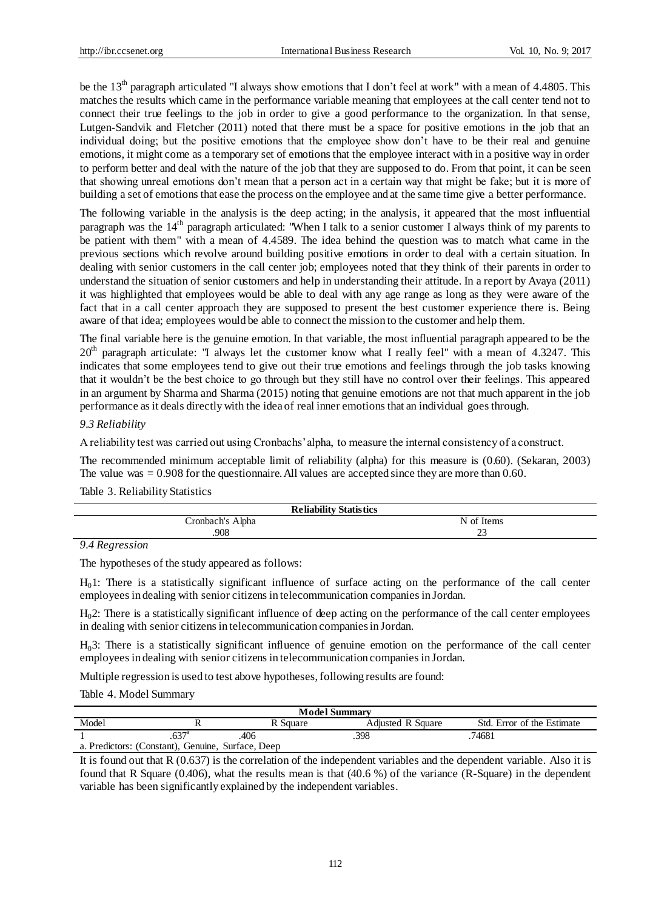be the 13th paragraph articulated "I always show emotions that I don't feel at work" with a mean of 4.4805. This matches the results which came in the performance variable meaning that employees at the call center tend not to connect their true feelings to the job in order to give a good performance to the organization. In that sense, Lutgen-Sandvik and Fletcher (2011) noted that there must be a space for positive emotions in the job that an individual doing; but the positive emotions that the employee show don't have to be their real and genuine emotions, it might come as a temporary set of emotions that the employee interact with in a positive way in order to perform better and deal with the nature of the job that they are supposed to do. From that point, it can be seen that showing unreal emotions don't mean that a person act in a certain way that might be fake; but it is more of building a set of emotions that ease the process on the employee and at the same time give a better performance.

The following variable in the analysis is the deep acting; in the analysis, it appeared that the most influential paragraph was the 14th paragraph articulated: "When I talk to a senior customer I always think of my parents to be patient with them" with a mean of 4.4589. The idea behind the question was to match what came in the previous sections which revolve around building positive emotions in order to deal with a certain situation. In dealing with senior customers in the call center job; employees noted that they think of their parents in order to understand the situation of senior customers and help in understanding their attitude. In a report by Avaya (2011) it was highlighted that employees would be able to deal with any age range as long as they were aware of the fact that in a call center approach they are supposed to present the best customer experience there is. Being aware of that idea; employees would be able to connect the mission to the customer and help them.

The final variable here is the genuine emotion. In that variable, the most influential paragraph appeared to be the 20th paragraph articulate: "I always let the customer know what I really feel" with a mean of 4.3247. This indicates that some employees tend to give out their true emotions and feelings through the job tasks knowing that it wouldn't be the best choice to go through but they still have no control over their feelings. This appeared in an argument by Sharma and Sharma (2015) noting that genuine emotions are not that much apparent in the job performance as it deals directly with the idea of real inner emotions that an individual goes through.

### *9.3 Reliability*

A reliability test was carried out using Cronbachs' alpha, to measure the internal consistency of a construct.

The recommended minimum acceptable limit of reliability (alpha) for this measure is (0.60). (Sekaran, 2003) The value was = 0.908 for the questionnaire. All values are accepted since they are more than 0.60.

Table 3. Reliability Statistics

| Reliability Statistics | |
|---|---|
| Cronbach's Alpha | N of Items |
| .908 | 23 |

### *9.4 Regression*

The hypotheses of the study appeared as follows:

$H_0$1: There is a statistically significant influence of surface acting on the performance of the call center employees in dealing with senior citizens in telecommunication companies in Jordan.

$H_0$2: There is a statistically significant influence of deep acting on the performance of the call center employees in dealing with senior citizens in telecommunication companies in Jordan.

$H_0$3: There is a statistically significant influence of genuine emotion on the performance of the call center employees in dealing with senior citizens in telecommunication companies in Jordan.

Multiple regression is used to test above hypotheses, following results are found:

Table 4. Model Summary

| Model Summary | | | | |
|---|---|---|---|---|
| Model | R | R Square | Adjusted R Square | Std. Error of the Estimate |
| 1 | .637[a] | .406 | .398 | .74681 |

a. Predictors: (Constant), Genuine, Surface, Deep

It is found out that R (0.637) is the correlation of the independent variables and the dependent variable. Also it is found that R Square (0.406), what the results mean is that (40.6 %) of the variance (R-Square) in the dependent variable has been significantly explained by the independent variables.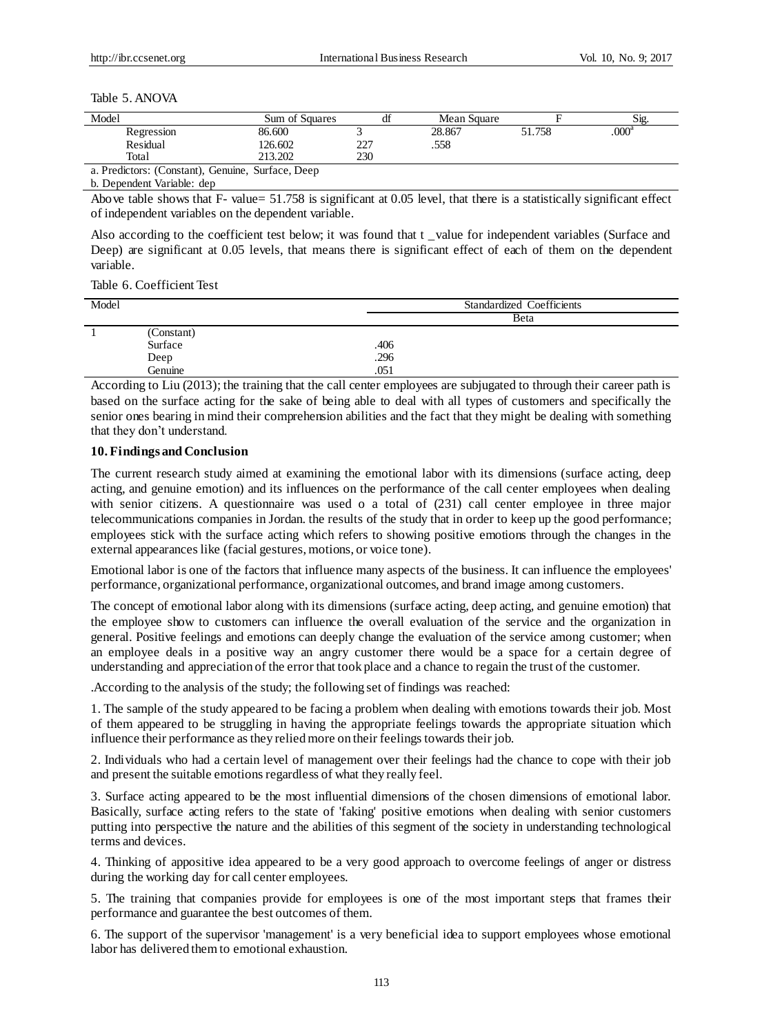Table 5. ANOVA

| Model | Sum of Squares | df | Mean Square | F | Sig. |
|---|---|---|---|---|---|
| Regression | 86.600 | 3 | 28.867 | 51.758 | .000[a] |
| Residual | 126.602 | 227 | .558 | | |
| Total | 213.202 | 230 | | | |

a. Predictors: (Constant), Genuine, Surface, Deep

b. Dependent Variable: dep

Above table shows that F- value= 51.758 is significant at 0.05 level, that there is a statistically significant effect of independent variables on the dependent variable.

Also according to the coefficient test below; it was found that t _value for independent variables (Surface and Deep) are significant at 0.05 levels, that means there is significant effect of each of them on the dependent variable.

Table 6. Coefficient Test

| Model | | Standardized Coefficients |
|---|---|---|
| | | Beta |
| 1 | (Constant) | |
| | Surface | .406 |
| | Deep | .296 |
| | Genuine | .051 |

According to Liu (2013); the training that the call center employees are subjugated to through their career path is based on the surface acting for the sake of being able to deal with all types of customers and specifically the senior ones bearing in mind their comprehension abilities and the fact that they might be dealing with something that they don't understand.

## 10. Findings and Conclusion

The current research study aimed at examining the emotional labor with its dimensions (surface acting, deep acting, and genuine emotion) and its influences on the performance of the call center employees when dealing with senior citizens. A questionnaire was used o a total of (231) call center employee in three major telecommunications companies in Jordan. the results of the study that in order to keep up the good performance; employees stick with the surface acting which refers to showing positive emotions through the changes in the external appearances like (facial gestures, motions, or voice tone).

Emotional labor is one of the factors that influence many aspects of the business. It can influence the employees' performance, organizational performance, organizational outcomes, and brand image among customers.

The concept of emotional labor along with its dimensions (surface acting, deep acting, and genuine emotion) that the employee show to customers can influence the overall evaluation of the service and the organization in general. Positive feelings and emotions can deeply change the evaluation of the service among customer; when an employee deals in a positive way an angry customer there would be a space for a certain degree of understanding and appreciation of the error that took place and a chance to regain the trust of the customer.

.According to the analysis of the study; the following set of findings was reached:

1. The sample of the study appeared to be facing a problem when dealing with emotions towards their job. Most of them appeared to be struggling in having the appropriate feelings towards the appropriate situation which influence their performance as they relied more on their feelings towards their job.

2. Individuals who had a certain level of management over their feelings had the chance to cope with their job and present the suitable emotions regardless of what they really feel.

3. Surface acting appeared to be the most influential dimensions of the chosen dimensions of emotional labor. Basically, surface acting refers to the state of 'faking' positive emotions when dealing with senior customers putting into perspective the nature and the abilities of this segment of the society in understanding technological terms and devices.

4. Thinking of appositive idea appeared to be a very good approach to overcome feelings of anger or distress during the working day for call center employees.

5. The training that companies provide for employees is one of the most important steps that frames their performance and guarantee the best outcomes of them.

6. The support of the supervisor 'management' is a very beneficial idea to support employees whose emotional labor has delivered them to emotional exhaustion.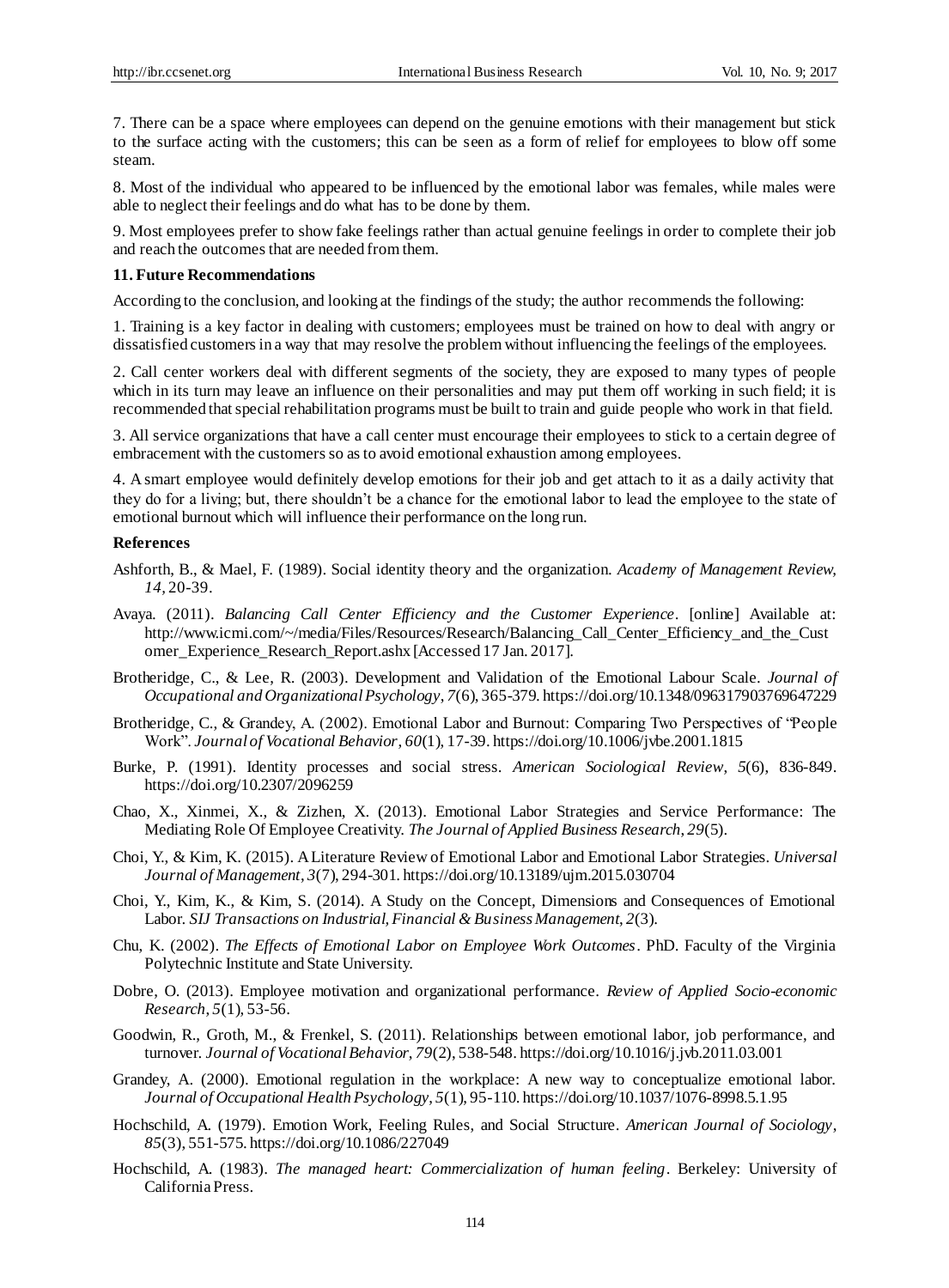7. There can be a space where employees can depend on the genuine emotions with their management but stick to the surface acting with the customers; this can be seen as a form of relief for employees to blow off some steam.

8. Most of the individual who appeared to be influenced by the emotional labor was females, while males were able to neglect their feelings and do what has to be done by them.

9. Most employees prefer to show fake feelings rather than actual genuine feelings in order to complete their job and reach the outcomes that are needed from them.

## 11. Future Recommendations

According to the conclusion, and looking at the findings of the study; the author recommends the following:

1. Training is a key factor in dealing with customers; employees must be trained on how to deal with angry or dissatisfied customers in a way that may resolve the problem without influencing the feelings of the employees.

2. Call center workers deal with different segments of the society, they are exposed to many types of people which in its turn may leave an influence on their personalities and may put them off working in such field; it is recommended that special rehabilitation programs must be built to train and guide people who work in that field.

3. All service organizations that have a call center must encourage their employees to stick to a certain degree of embracement with the customers so as to avoid emotional exhaustion among employees.

4. A smart employee would definitely develop emotions for their job and get attach to it as a daily activity that they do for a living; but, there shouldn't be a chance for the emotional labor to lead the employee to the state of emotional burnout which will influence their performance on the long run.

## References

Ashforth, B., & Mael, F. (1989). Social identity theory and the organization. *Academy of Management Review, 14*, 20-39.

Avaya. (2011). *Balancing Call Center Efficiency and the Customer Experience*. [online] Available at: http://www.icmi.com/~/media/Files/Resources/Research/Balancing_Call_Center_Efficiency_and_the_Customer_Experience_Research_Report.ashx [Accessed 17 Jan. 2017].

Brotheridge, C., & Lee, R. (2003). Development and Validation of the Emotional Labour Scale. *Journal of Occupational and Organizational Psychology*, *7*(6), 365-379. https://doi.org/10.1348/096317903769647229

Brotheridge, C., & Grandey, A. (2002). Emotional Labor and Burnout: Comparing Two Perspectives of "People Work". *Journal of Vocational Behavior, 60*(1), 17-39. https://doi.org/10.1006/jvbe.2001.1815

Burke, P. (1991). Identity processes and social stress. *American Sociological Review*, *5*(6), 836-849. https://doi.org/10.2307/2096259

Chao, X., Xinmei, X., & Zizhen, X. (2013). Emotional Labor Strategies and Service Performance: The Mediating Role Of Employee Creativity. *The Journal of Applied Business Research*, *29*(5).

Choi, Y., & Kim, K. (2015). A Literature Review of Emotional Labor and Emotional Labor Strategies. *Universal Journal of Management*, *3*(7), 294-301. https://doi.org/10.13189/ujm.2015.030704

Choi, Y., Kim, K., & Kim, S. (2014). A Study on the Concept, Dimensions and Consequences of Emotional Labor. *SIJ Transactions on Industrial, Financial & Business Management*, *2*(3).

Chu, K. (2002). *The Effects of Emotional Labor on Employee Work Outcomes*. PhD. Faculty of the Virginia Polytechnic Institute and State University.

Dobre, O. (2013). Employee motivation and organizational performance. *Review of Applied Socio-economic Research*, *5*(1), 53-56.

Goodwin, R., Groth, M., & Frenkel, S. (2011). Relationships between emotional labor, job performance, and turnover. *Journal of Vocational Behavior*, *79*(2), 538-548. https://doi.org/10.1016/j.jvb.2011.03.001

Grandey, A. (2000). Emotional regulation in the workplace: A new way to conceptualize emotional labor. *Journal of Occupational Health Psychology*, *5*(1), 95-110. https://doi.org/10.1037/1076-8998.5.1.95

Hochschild, A. (1979). Emotion Work, Feeling Rules, and Social Structure. *American Journal of Sociology*, *85*(3), 551-575. https://doi.org/10.1086/227049

Hochschild, A. (1983). *The managed heart: Commercialization of human feeling*. Berkeley: University of California Press.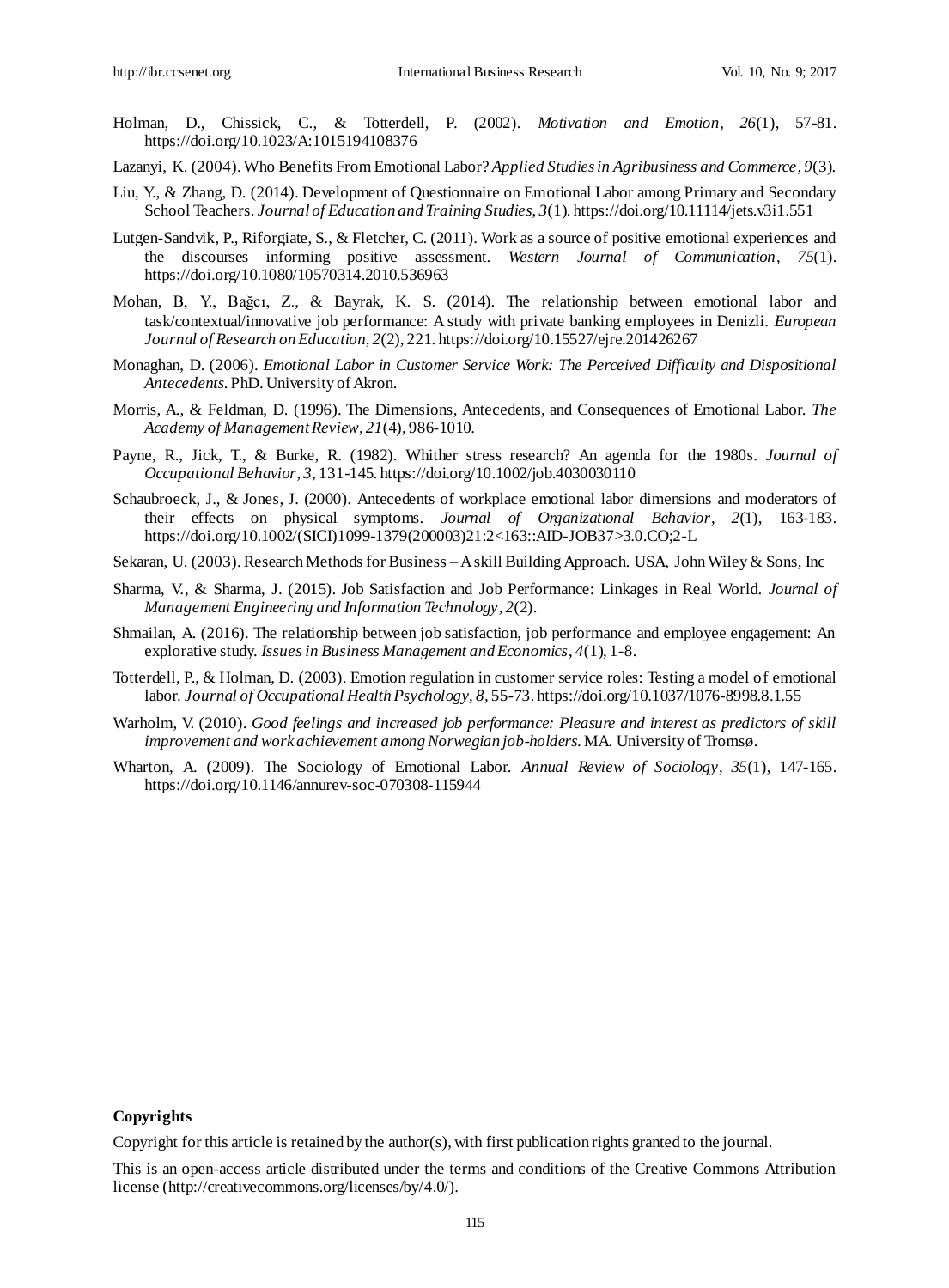Holman, D., Chissick, C., & Totterdell, P. (2002). *Motivation and Emotion*, *26*(1), 57-81. https://doi.org/10.1023/A:1015194108376

Lazanyi, K. (2004). Who Benefits From Emotional Labor? *Applied Studies in Agribusiness and Commerce*, *9*(3).

Liu, Y., & Zhang, D. (2014). Development of Questionnaire on Emotional Labor among Primary and Secondary School Teachers. *Journal of Education and Training Studies*, *3*(1). https://doi.org/10.11114/jets.v3i1.551

Lutgen-Sandvik, P., Riforgiate, S., & Fletcher, C. (2011). Work as a source of positive emotional experiences and the discourses informing positive assessment. *Western Journal of Communication*, *75*(1). https://doi.org/10.1080/10570314.2010.536963

Mohan, B, Y., Bağcı, Z., & Bayrak, K. S. (2014). The relationship between emotional labor and task/contextual/innovative job performance: A study with private banking employees in Denizli. *European Journal of Research on Education*, *2*(2), 221. https://doi.org/10.15527/ejre.201426267

Monaghan, D. (2006). *Emotional Labor in Customer Service Work: The Perceived Difficulty and Dispositional Antecedents*. PhD. University of Akron.

Morris, A., & Feldman, D. (1996). The Dimensions, Antecedents, and Consequences of Emotional Labor. *The Academy of Management Review*, *21*(4), 986-1010.

Payne, R., Jick, T., & Burke, R. (1982). Whither stress research? An agenda for the 1980s. *Journal of Occupational Behavior*, *3*, 131-145. https://doi.org/10.1002/job.4030030110

Schaubroeck, J., & Jones, J. (2000). Antecedents of workplace emotional labor dimensions and moderators of their effects on physical symptoms. *Journal of Organizational Behavior*, *2*(1), 163-183. https://doi.org/10.1002/(SICI)1099-1379(200003)21:2<163::AID-JOB37>3.0.CO;2-L

Sekaran, U. (2003). Research Methods for Business – A skill Building Approach. USA, John Wiley & Sons, Inc

Sharma, V., & Sharma, J. (2015). Job Satisfaction and Job Performance: Linkages in Real World. *Journal of Management Engineering and Information Technology*, *2*(2).

Shmailan, A. (2016). The relationship between job satisfaction, job performance and employee engagement: An explorative study. *Issues in Business Management and Economics*, *4*(1), 1-8.

Totterdell, P., & Holman, D. (2003). Emotion regulation in customer service roles: Testing a model of emotional labor. *Journal of Occupational Health Psychology*, *8*, 55-73. https://doi.org/10.1037/1076-8998.8.1.55

Warholm, V. (2010). *Good feelings and increased job performance: Pleasure and interest as predictors of skill improvement and work achievement among Norwegian job-holders*. MA. University of Tromsø.

Wharton, A. (2009). The Sociology of Emotional Labor. *Annual Review of Sociology*, *35*(1), 147-165. https://doi.org/10.1146/annurev-soc-070308-115944

**Copyrights**

Copyright for this article is retained by the author(s), with first publication rights granted to the journal.

This is an open-access article distributed under the terms and conditions of the Creative Commons Attribution license (http://creativecommons.org/licenses/by/4.0/).